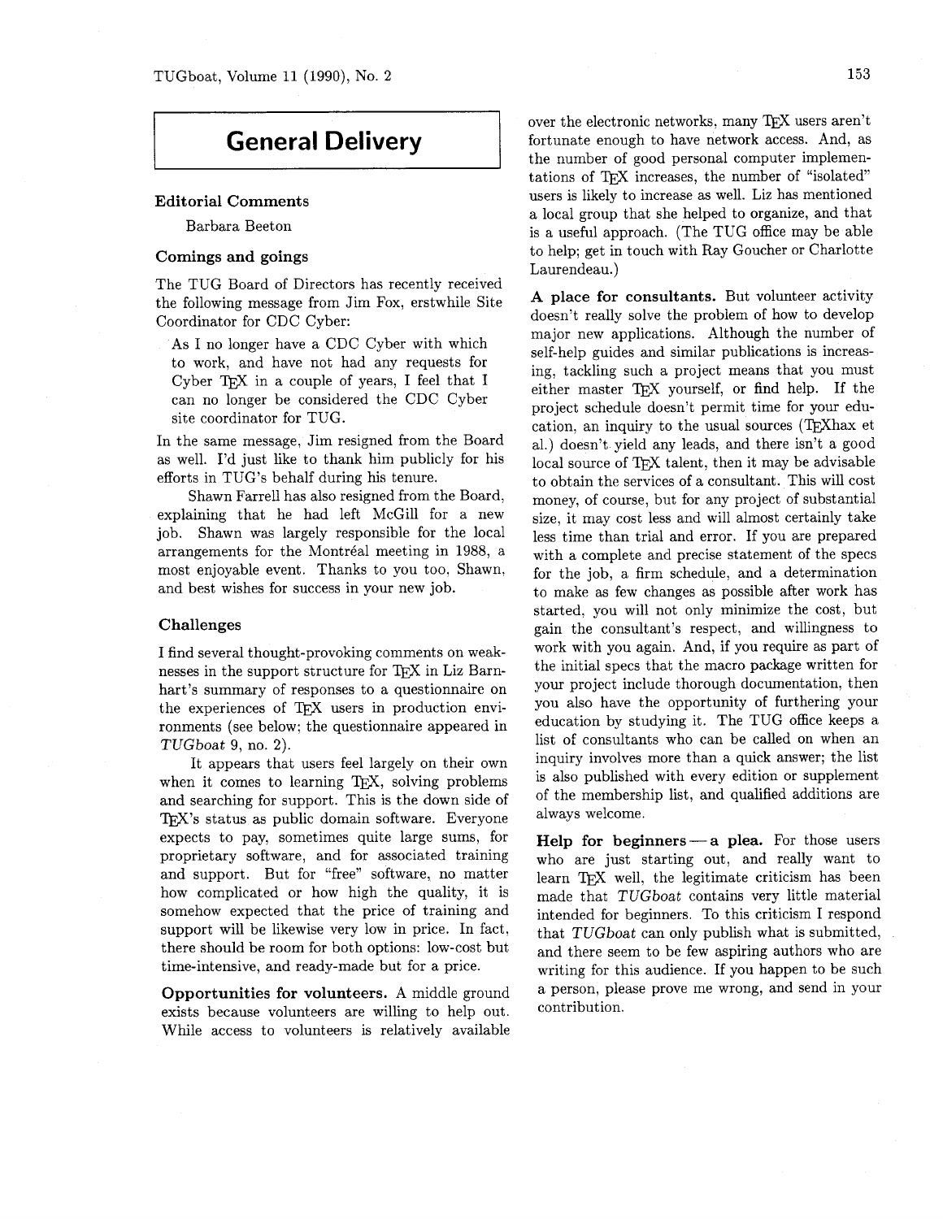# General Delivery

## Editorial Comments

Barbara Beeton

### Comings and goings

The TUG Board of Directors has recently received the following message from Jim Fox, erstwhile Site Coordinator for CDC Cyber:

> As I no longer have a CDC Cyber with which to work, and have not had any requests for Cyber TeX in a couple of years, I feel that I can no longer be considered the CDC Cyber site coordinator for TUG.

In the same message, Jim resigned from the Board as well. I'd just like to thank him publicly for his efforts in TUG's behalf during his tenure.

Shawn Farrell has also resigned from the Board, explaining that he had left McGill for a new job. Shawn was largely responsible for the local arrangements for the Montréal meeting in 1988, a most enjoyable event. Thanks to you too, Shawn, and best wishes for success in your new job.

### Challenges

I find several thought-provoking comments on weaknesses in the support structure for TeX in Liz Barnhart's summary of responses to a questionnaire on the experiences of TeX users in production environments (see below; the questionnaire appeared in *TUGboat* 9, no. 2).

It appears that users feel largely on their own when it comes to learning TeX, solving problems and searching for support. This is the down side of TeX's status as public domain software. Everyone expects to pay, sometimes quite large sums, for proprietary software, and for associated training and support. But for "free" software, no matter how complicated or how high the quality, it is somehow expected that the price of training and support will be likewise very low in price. In fact, there should be room for both options: low-cost but time-intensive, and ready-made but for a price.

**Opportunities for volunteers.** A middle ground exists because volunteers are willing to help out. While access to volunteers is relatively available over the electronic networks, many TeX users aren't fortunate enough to have network access. And, as the number of good personal computer implementations of TeX increases, the number of "isolated" users is likely to increase as well. Liz has mentioned a local group that she helped to organize, and that is a useful approach. (The TUG office may be able to help; get in touch with Ray Goucher or Charlotte Laurendeau.)

**A place for consultants.** But volunteer activity doesn't really solve the problem of how to develop major new applications. Although the number of self-help guides and similar publications is increasing, tackling such a project means that you must either master TeX yourself, or find help. If the project schedule doesn't permit time for your education, an inquiry to the usual sources (TeXhax et al.) doesn't yield any leads, and there isn't a good local source of TeX talent, then it may be advisable to obtain the services of a consultant. This will cost money, of course, but for any project of substantial size, it may cost less and will almost certainly take less time than trial and error. If you are prepared with a complete and precise statement of the specs for the job, a firm schedule, and a determination to make as few changes as possible after work has started, you will not only minimize the cost, but gain the consultant's respect, and willingness to work with you again. And, if you require as part of the initial specs that the macro package written for your project include thorough documentation, then you also have the opportunity of furthering your education by studying it. The TUG office keeps a list of consultants who can be called on when an inquiry involves more than a quick answer; the list is also published with every edition or supplement of the membership list, and qualified additions are always welcome.

**Help for beginners — a plea.** For those users who are just starting out, and really want to learn TeX well, the legitimate criticism has been made that *TUGboat* contains very little material intended for beginners. To this criticism I respond that *TUGboat* can only publish what is submitted, and there seem to be few aspiring authors who are writing for this audience. If you happen to be such a person, please prove me wrong, and send in your contribution.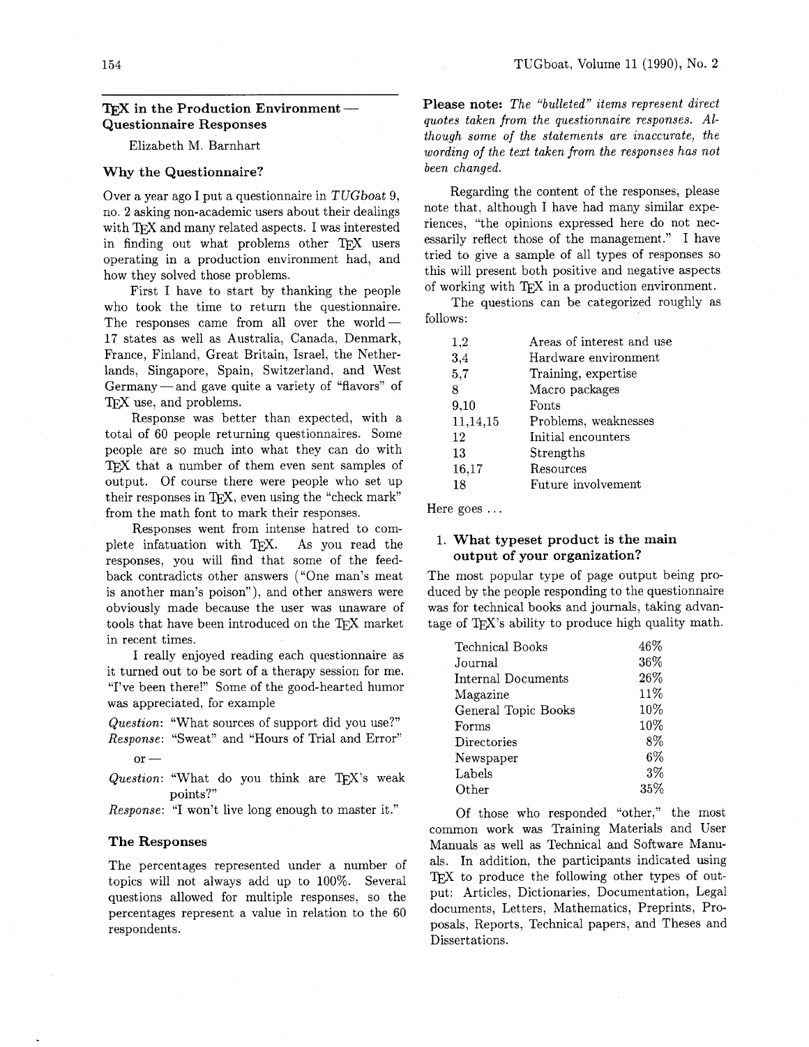## TeX in the Production Environment — Questionnaire Responses

Elizabeth M. Barnhart

### Why the Questionnaire?

Over a year ago I put a questionnaire in *TUGboat* 9, no. 2 asking non-academic users about their dealings with TeX and many related aspects. I was interested in finding out what problems other TeX users operating in a production environment had, and how they solved those problems.

First I have to start by thanking the people who took the time to return the questionnaire. The responses came from all over the world — 17 states as well as Australia, Canada, Denmark, France, Finland, Great Britain, Israel, the Netherlands, Singapore, Spain, Switzerland, and West Germany — and gave quite a variety of "flavors" of TeX use, and problems.

Response was better than expected, with a total of 60 people returning questionnaires. Some people are so much into what they can do with TeX that a number of them even sent samples of output. Of course there were people who set up their responses in TeX, even using the "check mark" from the math font to mark their responses.

Responses went from intense hatred to complete infatuation with TeX. As you read the responses, you will find that some of the feedback contradicts other answers ("One man's meat is another man's poison"), and other answers were obviously made because the user was unaware of tools that have been introduced on the TeX market in recent times.

I really enjoyed reading each questionnaire as it turned out to be sort of a therapy session for me. "I've been there!" Some of the good-hearted humor was appreciated, for example

*Question*: "What sources of support did you use?"
*Response*: "Sweat" and "Hours of Trial and Error"

or —

*Question*: "What do you think are TeX's weak points?"
*Response*: "I won't live long enough to master it."

### The Responses

The percentages represented under a number of topics will not always add up to 100%. Several questions allowed for multiple responses, so the percentages represent a value in relation to the 60 respondents.

**Please note:** *The "bulleted" items represent direct quotes taken from the questionnaire responses. Although some of the statements are inaccurate, the wording of the text taken from the responses has not been changed.*

Regarding the content of the responses, please note that, although I have had many similar experiences, "the opinions expressed here do not necessarily reflect those of the management." I have tried to give a sample of all types of responses so this will present both positive and negative aspects of working with TeX in a production environment.

The questions can be categorized roughly as follows:

| | |
|---|---|
| 1,2 | Areas of interest and use |
| 3,4 | Hardware environment |
| 5,7 | Training, expertise |
| 8 | Macro packages |
| 9,10 | Fonts |
| 11,14,15 | Problems, weaknesses |
| 12 | Initial encounters |
| 13 | Strengths |
| 16,17 | Resources |
| 18 | Future involvement |

Here goes ...

#### 1. What typeset product is the main output of your organization?

The most popular type of page output being produced by the people responding to the questionnaire was for technical books and journals, taking advantage of TeX's ability to produce high quality math.

| | |
|---|---|
| Technical Books | 46% |
| Journal | 36% |
| Internal Documents | 26% |
| Magazine | 11% |
| General Topic Books | 10% |
| Forms | 10% |
| Directories | 8% |
| Newspaper | 6% |
| Labels | 3% |
| Other | 35% |

Of those who responded "other," the most common work was Training Materials and User Manuals as well as Technical and Software Manuals. In addition, the participants indicated using TeX to produce the following other types of output: Articles, Dictionaries, Documentation, Legal documents, Letters, Mathematics, Preprints, Proposals, Reports, Technical papers, and Theses and Dissertations.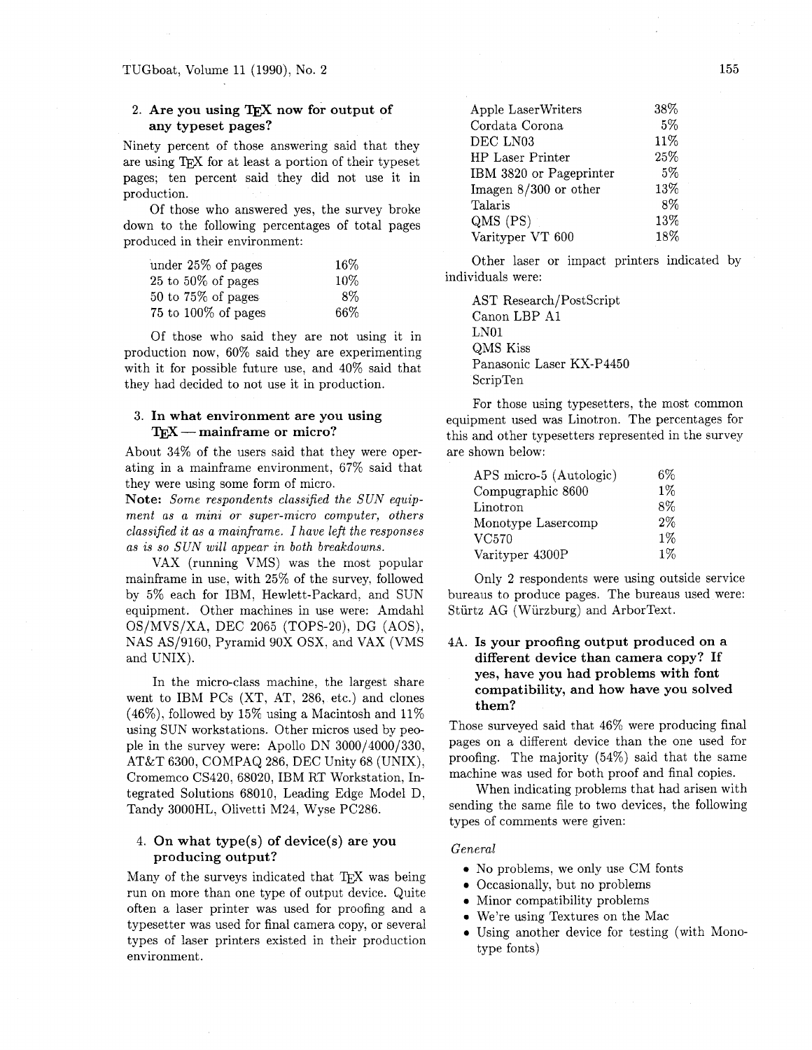## 2. Are you using TeX now for output of any typeset pages?

Ninety percent of those answering said that they are using TeX for at least a portion of their typeset pages; ten percent said they did not use it in production.

Of those who answered yes, the survey broke down to the following percentages of total pages produced in their environment:

| | |
|---|---|
| under 25% of pages | 16% |
| 25 to 50% of pages | 10% |
| 50 to 75% of pages | 8% |
| 75 to 100% of pages | 66% |

Of those who said they are not using it in production now, 60% said they are experimenting with it for possible future use, and 40% said that they had decided to not use it in production.

## 3. In what environment are you using TeX — mainframe or micro?

About 34% of the users said that they were operating in a mainframe environment, 67% said that they were using some form of micro.

**Note:** *Some respondents classified the SUN equipment as a mini or super-micro computer, others classified it as a mainframe. I have left the responses as is so SUN will appear in both breakdowns.*

VAX (running VMS) was the most popular mainframe in use, with 25% of the survey, followed by 5% each for IBM, Hewlett-Packard, and SUN equipment. Other machines in use were: Amdahl OS/MVS/XA, DEC 2065 (TOPS-20), DG (AOS), NAS AS/9160, Pyramid 90X OSX, and VAX (VMS and UNIX).

In the micro-class machine, the largest share went to IBM PCs (XT, AT, 286, etc.) and clones (46%), followed by 15% using a Macintosh and 11% using SUN workstations. Other micros used by people in the survey were: Apollo DN 3000/4000/330, AT&T 6300, COMPAQ 286, DEC Unity 68 (UNIX), Cromemco CS420, 68020, IBM RT Workstation, Integrated Solutions 68010, Leading Edge Model D, Tandy 3000HL, Olivetti M24, Wyse PC286.

## 4. On what type(s) of device(s) are you producing output?

Many of the surveys indicated that TeX was being run on more than one type of output device. Quite often a laser printer was used for proofing and a typesetter was used for final camera copy, or several types of laser printers existed in their production environment.

| | |
|---|---|
| Apple LaserWriters | 38% |
| Cordata Corona | 5% |
| DEC LN03 | 11% |
| HP Laser Printer | 25% |
| IBM 3820 or Pageprinter | 5% |
| Imagen 8/300 or other | 13% |
| Talaris | 8% |
| QMS (PS) | 13% |
| Varityper VT 600 | 18% |

Other laser or impact printers indicated by individuals were:

AST Research/PostScript
Canon LBP A1
LN01
QMS Kiss
Panasonic Laser KX-P4450
ScripTen

For those using typesetters, the most common equipment used was Linotron. The percentages for this and other typesetters represented in the survey are shown below:

| | |
|---|---|
| APS micro-5 (Autologic) | 6% |
| Compugraphic 8600 | 1% |
| Linotron | 8% |
| Monotype Lasercomp | 2% |
| VC570 | 1% |
| Varityper 4300P | 1% |

Only 2 respondents were using outside service bureaus to produce pages. The bureaus used were: Stürtz AG (Würzburg) and ArborText.

## 4A. Is your proofing output produced on a different device than camera copy? If yes, have you had problems with font compatibility, and how have you solved them?

Those surveyed said that 46% were producing final pages on a different device than the one used for proofing. The majority (54%) said that the same machine was used for both proof and final copies.

When indicating problems that had arisen with sending the same file to two devices, the following types of comments were given:

*General*

- No problems, we only use CM fonts
- Occasionally, but no problems
- Minor compatibility problems
- We're using Textures on the Mac
- Using another device for testing (with Monotype fonts)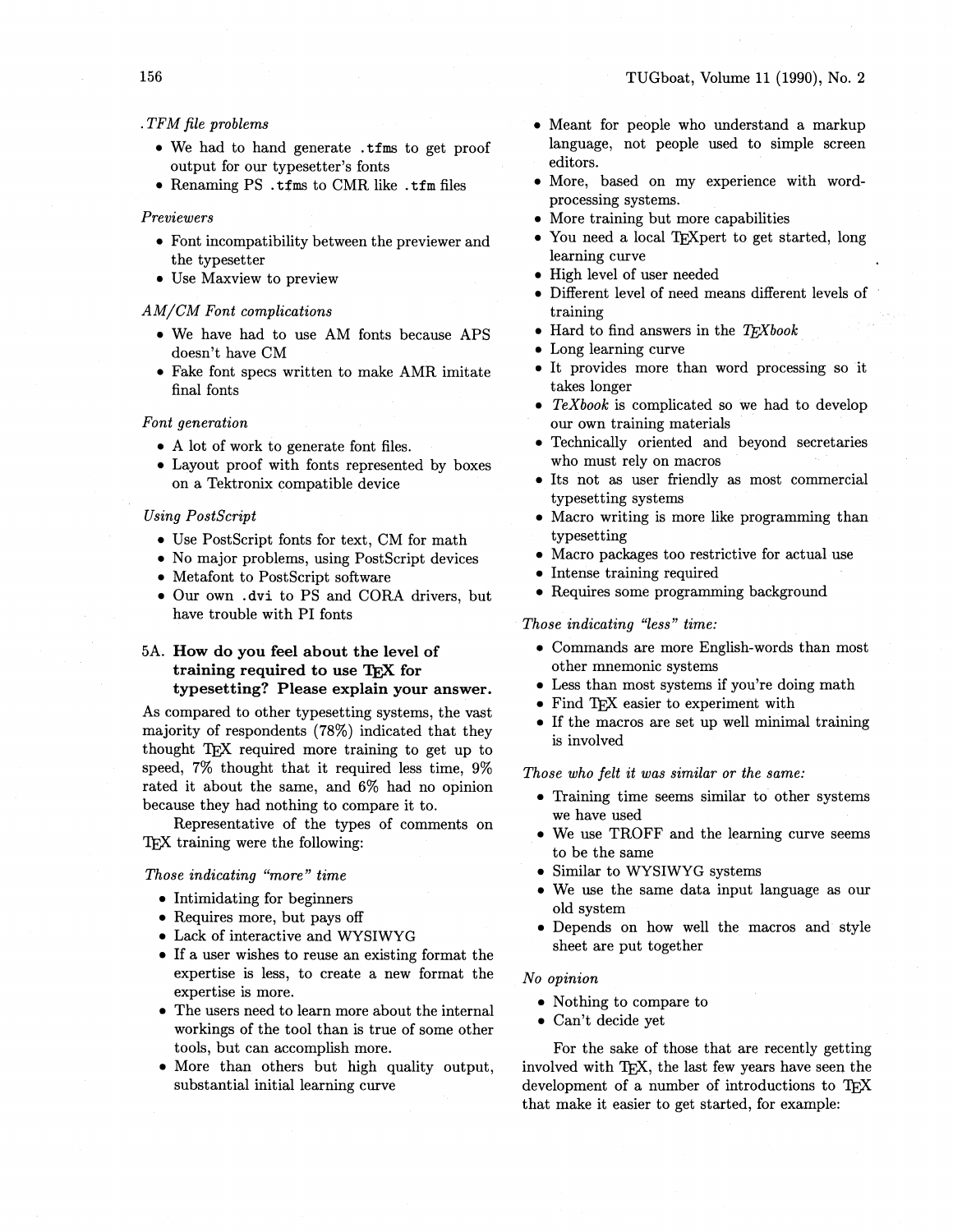*.TFM file problems*

- We had to hand generate .tfms to get proof output for our typesetter's fonts
- Renaming PS .tfms to CMR like .tfm files

*Previewers*

- Font incompatibility between the previewer and the typesetter
- Use Maxview to preview

*AM/CM Font complications*

- We have had to use AM fonts because APS doesn't have CM
- Fake font specs written to make AMR imitate final fonts

*Font generation*

- A lot of work to generate font files.
- Layout proof with fonts represented by boxes on a Tektronix compatible device

*Using PostScript*

- Use PostScript fonts for text, CM for math
- No major problems, using PostScript devices
- Metafont to PostScript software
- Our own .dvi to PS and CORA drivers, but have trouble with PI fonts

### 5A. How do you feel about the level of training required to use TeX for typesetting? Please explain your answer.

As compared to other typesetting systems, the vast majority of respondents (78%) indicated that they thought TeX required more training to get up to speed, 7% thought that it required less time, 9% rated it about the same, and 6% had no opinion because they had nothing to compare it to.

Representative of the types of comments on TeX training were the following:

*Those indicating "more" time*

- Intimidating for beginners
- Requires more, but pays off
- Lack of interactive and WYSIWYG
- If a user wishes to reuse an existing format the expertise is less, to create a new format the expertise is more.
- The users need to learn more about the internal workings of the tool than is true of some other tools, but can accomplish more.
- More than others but high quality output, substantial initial learning curve
- Meant for people who understand a markup language, not people used to simple screen editors.
- More, based on my experience with word-processing systems.
- More training but more capabilities
- You need a local TeXpert to get started, long learning curve
- High level of user needed
- Different level of need means different levels of training
- Hard to find answers in the *TeXbook*
- Long learning curve
- It provides more than word processing so it takes longer
- *TeXbook* is complicated so we had to develop our own training materials
- Technically oriented and beyond secretaries who must rely on macros
- Its not as user friendly as most commercial typesetting systems
- Macro writing is more like programming than typesetting
- Macro packages too restrictive for actual use
- Intense training required
- Requires some programming background

*Those indicating "less" time:*

- Commands are more English-words than most other mnemonic systems
- Less than most systems if you're doing math
- Find TeX easier to experiment with
- If the macros are set up well minimal training is involved

*Those who felt it was similar or the same:*

- Training time seems similar to other systems we have used
- We use TROFF and the learning curve seems to be the same
- Similar to WYSIWYG systems
- We use the same data input language as our old system
- Depends on how well the macros and style sheet are put together

*No opinion*

- Nothing to compare to
- Can't decide yet

For the sake of those that are recently getting involved with TeX, the last few years have seen the development of a number of introductions to TeX that make it easier to get started, for example: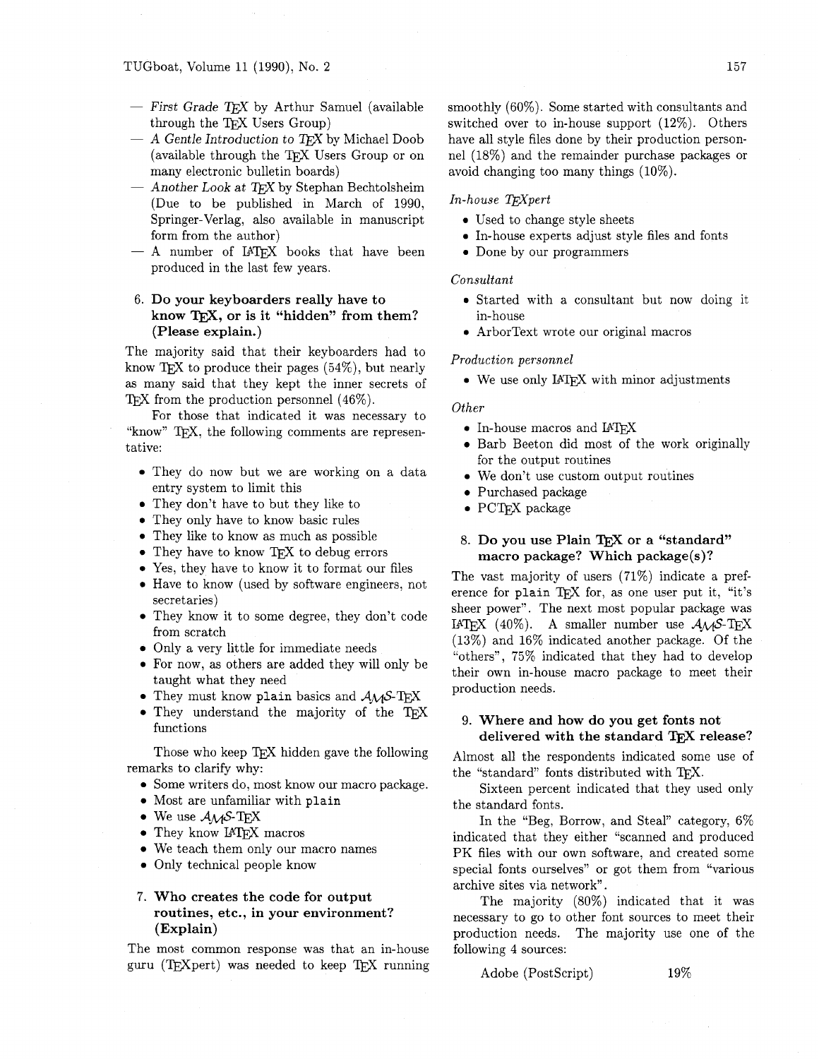- *First Grade TEX* by Arthur Samuel (available through the TEX Users Group)
- *A Gentle Introduction to TEX* by Michael Doob (available through the TEX Users Group or on many electronic bulletin boards)
- *Another Look at TEX* by Stephan Bechtolsheim (Due to be published in March of 1990, Springer-Verlag, also available in manuscript form from the author)
- A number of LATEX books that have been produced in the last few years.

### 6. Do your keyboarders really have to know TEX, or is it "hidden" from them? (Please explain.)

The majority said that their keyboarders had to know TEX to produce their pages (54%), but nearly as many said that they kept the inner secrets of TEX from the production personnel (46%).

For those that indicated it was necessary to "know" TEX, the following comments are representative:

- They do now but we are working on a data entry system to limit this
- They don't have to but they like to
- They only have to know basic rules
- They like to know as much as possible
- They have to know TEX to debug errors
- Yes, they have to know it to format our files
- Have to know (used by software engineers, not secretaries)
- They know it to some degree, they don't code from scratch
- Only a very little for immediate needs
- For now, as others are added they will only be taught what they need
- They must know `plain` basics and AMS-TEX
- They understand the majority of the TEX functions

Those who keep TEX hidden gave the following remarks to clarify why:

- Some writers do, most know our macro package.
- Most are unfamiliar with `plain`
- We use AMS-TEX
- They know LATEX macros
- We teach them only our macro names
- Only technical people know

### 7. Who creates the code for output routines, etc., in your environment? (Explain)

The most common response was that an in-house guru (TEXpert) was needed to keep TEX running smoothly (60%). Some started with consultants and switched over to in-house support (12%). Others have all style files done by their production personnel (18%) and the remainder purchase packages or avoid changing too many things (10%).

*In-house TEXpert*

- Used to change style sheets
- In-house experts adjust style files and fonts
- Done by our programmers

*Consultant*

- Started with a consultant but now doing it in-house
- ArborText wrote our original macros

*Production personnel*

- We use only LATEX with minor adjustments

*Other*

- In-house macros and LATEX
- Barb Beeton did most of the work originally for the output routines
- We don't use custom output routines
- Purchased package
- PCTEX package

### 8. Do you use Plain TEX or a "standard" macro package? Which package(s)?

The vast majority of users (71%) indicate a preference for `plain` TEX for, as one user put it, "it's sheer power". The next most popular package was LATEX (40%). A smaller number use AMS-TEX (13%) and 16% indicated another package. Of the "others", 75% indicated that they had to develop their own in-house macro package to meet their production needs.

### 9. Where and how do you get fonts not delivered with the standard TEX release?

Almost all the respondents indicated some use of the "standard" fonts distributed with TEX.

Sixteen percent indicated that they used only the standard fonts.

In the "Beg, Borrow, and Steal" category, 6% indicated that they either "scanned and produced PK files with our own software, and created some special fonts ourselves" or got them from "various archive sites via network".

The majority (80%) indicated that it was necessary to go to other font sources to meet their production needs. The majority use one of the following 4 sources:

| | |
|---|---|
| Adobe (PostScript) | 19% |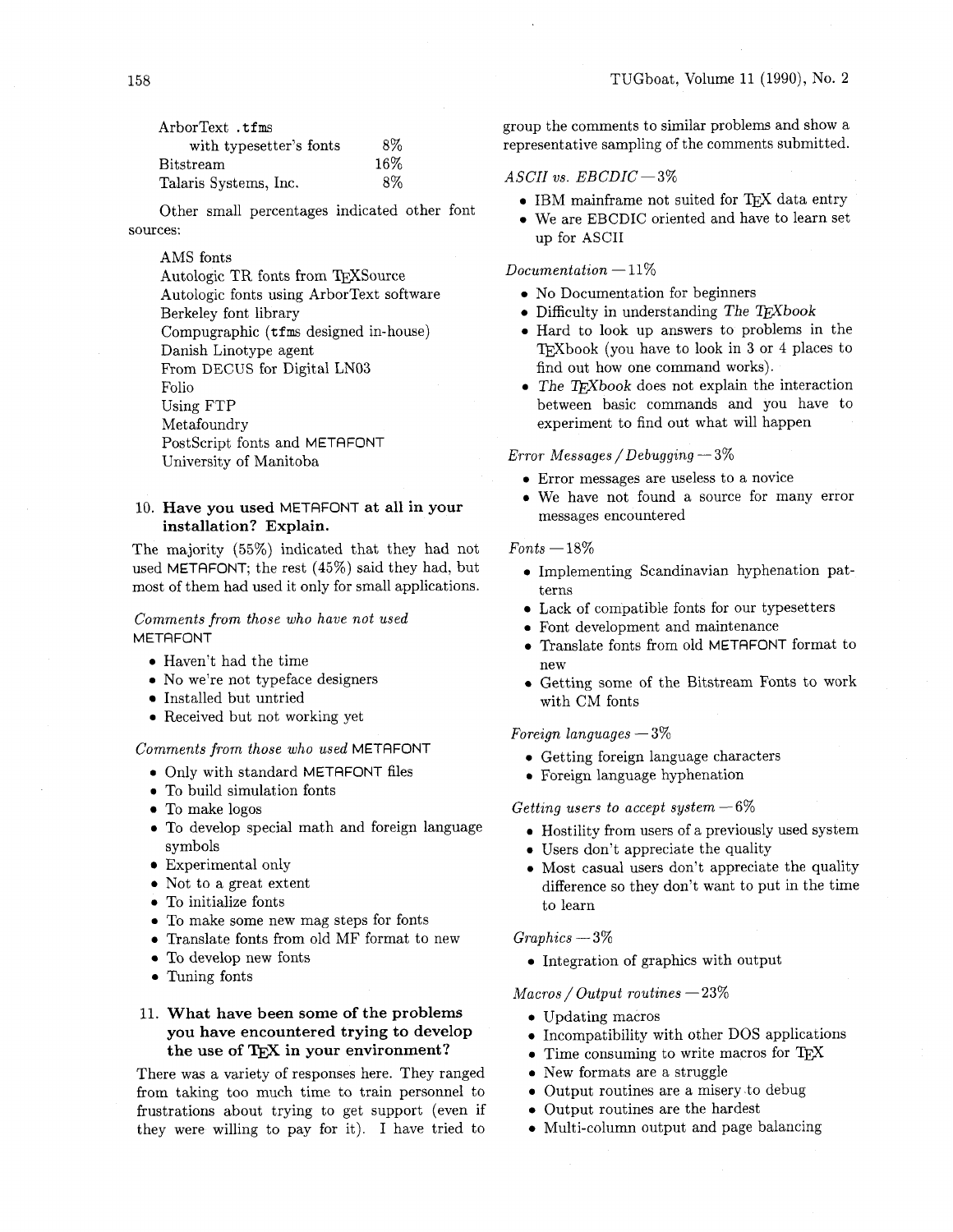| | |
|---|---|
| ArborText .tfms with typesetter's fonts | 8% |
| Bitstream | 16% |
| Talaris Systems, Inc. | 8% |

Other small percentages indicated other font sources:

AMS fonts
Autologic TR fonts from TEXSource
Autologic fonts using ArborText software
Berkeley font library
Compugraphic (tfms designed in-house)
Danish Linotype agent
From DECUS for Digital LN03
Folio
Using FTP
Metafoundry
PostScript fonts and METAFONT
University of Manitoba

### 10. Have you used METAFONT at all in your installation? Explain.

The majority (55%) indicated that they had not used METAFONT; the rest (45%) said they had, but most of them had used it only for small applications.

*Comments from those who have not used* METAFONT

- Haven't had the time
- No we're not typeface designers
- Installed but untried
- Received but not working yet

*Comments from those who used* METAFONT

- Only with standard METAFONT files
- To build simulation fonts
- To make logos
- To develop special math and foreign language symbols
- Experimental only
- Not to a great extent
- To initialize fonts
- To make some new mag steps for fonts
- Translate fonts from old MF format to new
- To develop new fonts
- Tuning fonts

### 11. What have been some of the problems you have encountered trying to develop the use of TEX in your environment?

There was a variety of responses here. They ranged from taking too much time to train personnel to frustrations about trying to get support (even if they were willing to pay for it). I have tried to group the comments to similar problems and show a representative sampling of the comments submitted.

*ASCII vs. EBCDIC* — 3%

- IBM mainframe not suited for TEX data entry
- We are EBCDIC oriented and have to learn set up for ASCII

*Documentation* — 11%

- No Documentation for beginners
- Difficulty in understanding *The TEXbook*
- Hard to look up answers to problems in the TEXbook (you have to look in 3 or 4 places to find out how one command works).
- *The TEXbook* does not explain the interaction between basic commands and you have to experiment to find out what will happen

*Error Messages / Debugging* — 3%

- Error messages are useless to a novice
- We have not found a source for many error messages encountered

*Fonts* — 18%

- Implementing Scandinavian hyphenation patterns
- Lack of compatible fonts for our typesetters
- Font development and maintenance
- Translate fonts from old METAFONT format to new
- Getting some of the Bitstream Fonts to work with CM fonts

*Foreign languages* — 3%

- Getting foreign language characters
- Foreign language hyphenation

*Getting users to accept system* — 6%

- Hostility from users of a previously used system
- Users don't appreciate the quality
- Most casual users don't appreciate the quality difference so they don't want to put in the time to learn

*Graphics* — 3%

- Integration of graphics with output

*Macros / Output routines* — 23%

- Updating macros
- Incompatibility with other DOS applications
- Time consuming to write macros for TEX
- New formats are a struggle
- Output routines are a misery to debug
- Output routines are the hardest
- Multi-column output and page balancing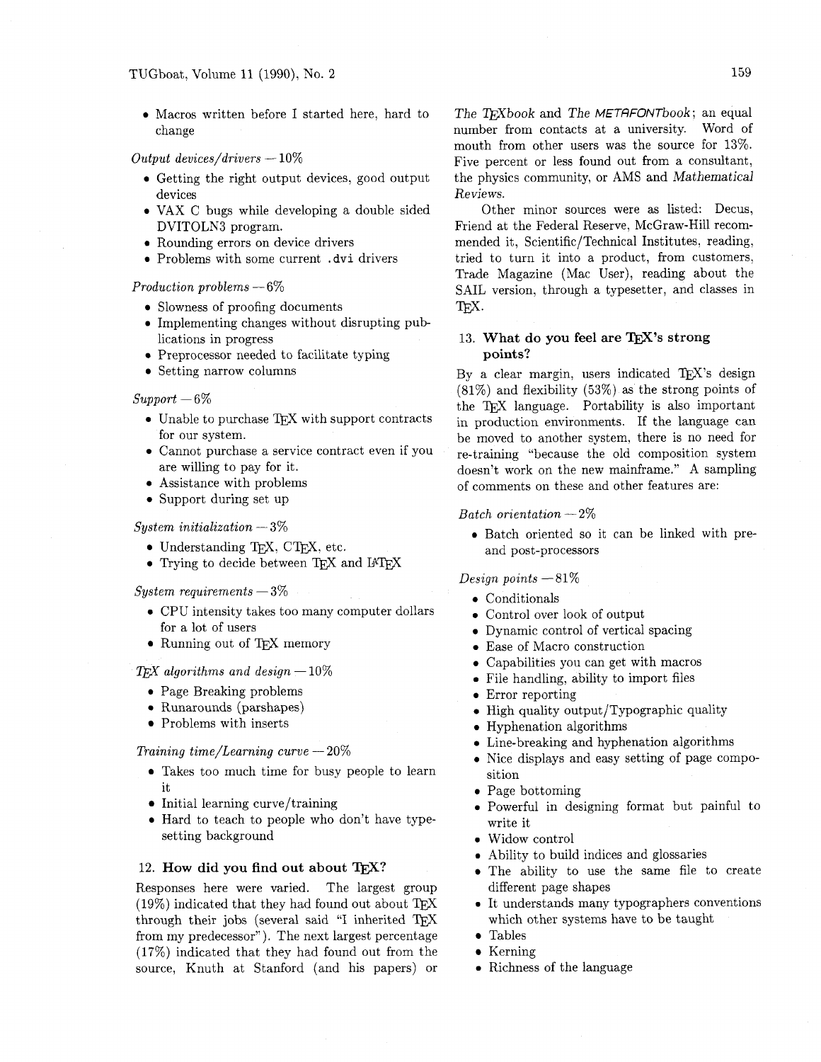- Macros written before I started here, hard to change

*Output devices/drivers* — 10%

- Getting the right output devices, good output devices
- VAX C bugs while developing a double sided DVITOLN3 program.
- Rounding errors on device drivers
- Problems with some current `.dvi` drivers

*Production problems* — 6%

- Slowness of proofing documents
- Implementing changes without disrupting publications in progress
- Preprocessor needed to facilitate typing
- Setting narrow columns

*Support* — 6%

- Unable to purchase TEX with support contracts for our system.
- Cannot purchase a service contract even if you are willing to pay for it.
- Assistance with problems
- Support during set up

*System initialization* — 3%

- Understanding TEX, CTEX, etc.
- Trying to decide between TEX and LATEX

*System requirements* — 3%

- CPU intensity takes too much computer dollars for a lot of users
- Running out of TEX memory

*TEX algorithms and design* — 10%

- Page Breaking problems
- Runarounds (parshapes)
- Problems with inserts

*Training time/Learning curve* — 20%

- Takes too much time for busy people to learn it
- Initial learning curve/training
- Hard to teach to people who don't have typesetting background

### 12. How did you find out about TEX?

Responses here were varied. The largest group (19%) indicated that they had found out about TEX through their jobs (several said "I inherited TEX from my predecessor"). The next largest percentage (17%) indicated that they had found out from the source, Knuth at Stanford (and his papers) or *The TEXbook* and *The METAFONTbook*; an equal number from contacts at a university. Word of mouth from other users was the source for 13%. Five percent or less found out from a consultant, the physics community, or AMS and *Mathematical Reviews*.

Other minor sources were as listed: Decus, Friend at the Federal Reserve, McGraw-Hill recommended it, Scientific/Technical Institutes, reading, tried to turn it into a product, from customers, Trade Magazine (Mac User), reading about the SAIL version, through a typesetter, and classes in TEX.

### 13. What do you feel are TEX's strong points?

By a clear margin, users indicated TEX's design (81%) and flexibility (53%) as the strong points of the TEX language. Portability is also important in production environments. If the language can be moved to another system, there is no need for re-training "because the old composition system doesn't work on the new mainframe." A sampling of comments on these and other features are:

*Batch orientation* — 2%

- Batch oriented so it can be linked with pre- and post-processors

*Design points* — 81%

- Conditionals
- Control over look of output
- Dynamic control of vertical spacing
- Ease of Macro construction
- Capabilities you can get with macros
- File handling, ability to import files
- Error reporting
- High quality output/Typographic quality
- Hyphenation algorithms
- Line-breaking and hyphenation algorithms
- Nice displays and easy setting of page composition
- Page bottoming
- Powerful in designing format but painful to write it
- Widow control
- Ability to build indices and glossaries
- The ability to use the same file to create different page shapes
- It understands many typographers conventions which other systems have to be taught
- Tables
- Kerning
- Richness of the language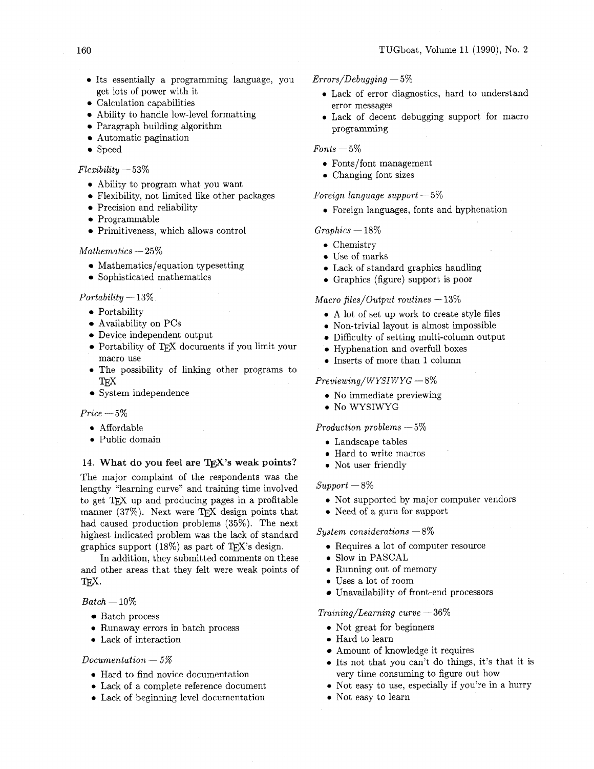- Its essentially a programming language, you get lots of power with it
- Calculation capabilities
- Ability to handle low-level formatting
- Paragraph building algorithm
- Automatic pagination
- Speed

*Flexibility* — 53%

- Ability to program what you want
- Flexibility, not limited like other packages
- Precision and reliability
- Programmable
- Primitiveness, which allows control

*Mathematics* — 25%

- Mathematics/equation typesetting
- Sophisticated mathematics

*Portability* — 13%

- Portability
- Availability on PCs
- Device independent output
- Portability of TEX documents if you limit your macro use
- The possibility of linking other programs to TEX
- System independence

*Price* — 5%

- Affordable
- Public domain

### 14. What do you feel are TEX's weak points?

The major complaint of the respondents was the lengthy "learning curve" and training time involved to get TEX up and producing pages in a profitable manner (37%). Next were TEX design points that had caused production problems (35%). The next highest indicated problem was the lack of standard graphics support (18%) as part of TEX's design.

In addition, they submitted comments on these and other areas that they felt were weak points of TEX.

*Batch* — 10%

- Batch process
- Runaway errors in batch process
- Lack of interaction

*Documentation* — 5%

- Hard to find novice documentation
- Lack of a complete reference document
- Lack of beginning level documentation

*Errors/Debugging* — 5%

- Lack of error diagnostics, hard to understand error messages
- Lack of decent debugging support for macro programming

*Fonts* — 5%

- Fonts/font management
- Changing font sizes

*Foreign language support* — 5%

- Foreign languages, fonts and hyphenation

*Graphics* — 18%

- Chemistry
- Use of marks
- Lack of standard graphics handling
- Graphics (figure) support is poor

*Macro files/Output routines* — 13%

- A lot of set up work to create style files
- Non-trivial layout is almost impossible
- Difficulty of setting multi-column output
- Hyphenation and overfull boxes
- Inserts of more than 1 column

*Previewing/WYSIWYG* — 8%

- No immediate previewing
- No WYSIWYG

*Production problems* — 5%

- Landscape tables
- Hard to write macros
- Not user friendly

*Support* — 8%

- Not supported by major computer vendors
- Need of a guru for support

*System considerations* — 8%

- Requires a lot of computer resource
- Slow in PASCAL
- Running out of memory
- Uses a lot of room
- Unavailability of front-end processors

*Training/Learning curve* — 36%

- Not great for beginners
- Hard to learn
- Amount of knowledge it requires
- Its not that you can't do things, it's that it is very time consuming to figure out how
- Not easy to use, especially if you're in a hurry
- Not easy to learn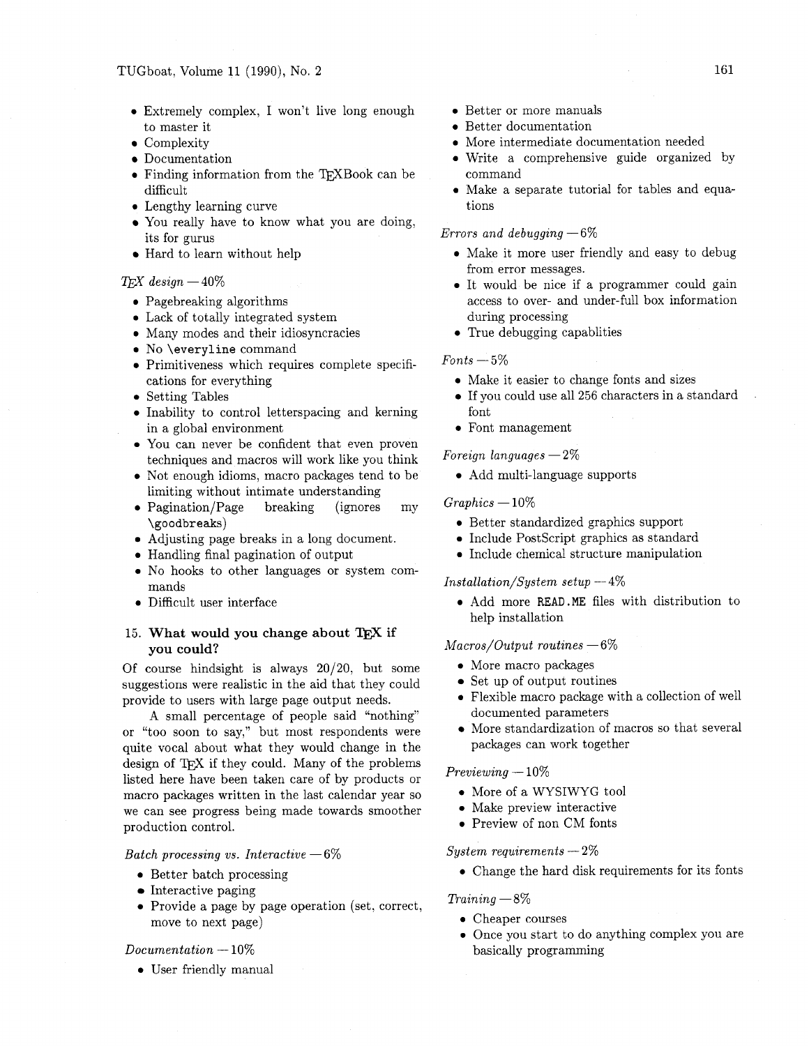- Extremely complex, I won't live long enough to master it
- Complexity
- Documentation
- Finding information from the TEXBook can be difficult
- Lengthy learning curve
- You really have to know what you are doing, its for gurus
- Hard to learn without help

*TEX design* — 40%

- Pagebreaking algorithms
- Lack of totally integrated system
- Many modes and their idiosyncracies
- No `\everyline` command
- Primitiveness which requires complete specifications for everything
- Setting Tables
- Inability to control letterspacing and kerning in a global environment
- You can never be confident that even proven techniques and macros will work like you think
- Not enough idioms, macro packages tend to be limiting without intimate understanding
- Pagination/Page breaking (ignores my `\goodbreaks`)
- Adjusting page breaks in a long document.
- Handling final pagination of output
- No hooks to other languages or system commands
- Difficult user interface

### 15. What would you change about TEX if you could?

Of course hindsight is always 20/20, but some suggestions were realistic in the aid that they could provide to users with large page output needs.

A small percentage of people said "nothing" or "too soon to say," but most respondents were quite vocal about what they would change in the design of TEX if they could. Many of the problems listed here have been taken care of by products or macro packages written in the last calendar year so we can see progress being made towards smoother production control.

*Batch processing vs. Interactive* — 6%

- Better batch processing
- Interactive paging
- Provide a page by page operation (set, correct, move to next page)

*Documentation* — 10%

- User friendly manual
- Better or more manuals
- Better documentation
- More intermediate documentation needed
- Write a comprehensive guide organized by command
- Make a separate tutorial for tables and equations

*Errors and debugging* — 6%

- Make it more user friendly and easy to debug from error messages.
- It would be nice if a programmer could gain access to over- and under-full box information during processing
- True debugging capablities

*Fonts* — 5%

- Make it easier to change fonts and sizes
- If you could use all 256 characters in a standard font
- Font management

*Foreign languages* — 2%

- Add multi-language supports

*Graphics* — 10%

- Better standardized graphics support
- Include PostScript graphics as standard
- Include chemical structure manipulation

*Installation/System setup* — 4%

- Add more `READ.ME` files with distribution to help installation

*Macros/Output routines* — 6%

- More macro packages
- Set up of output routines
- Flexible macro package with a collection of well documented parameters
- More standardization of macros so that several packages can work together

*Previewing* — 10%

- More of a WYSIWYG tool
- Make preview interactive
- Preview of non CM fonts

*System requirements* — 2%

- Change the hard disk requirements for its fonts

*Training* — 8%

- Cheaper courses
- Once you start to do anything complex you are basically programming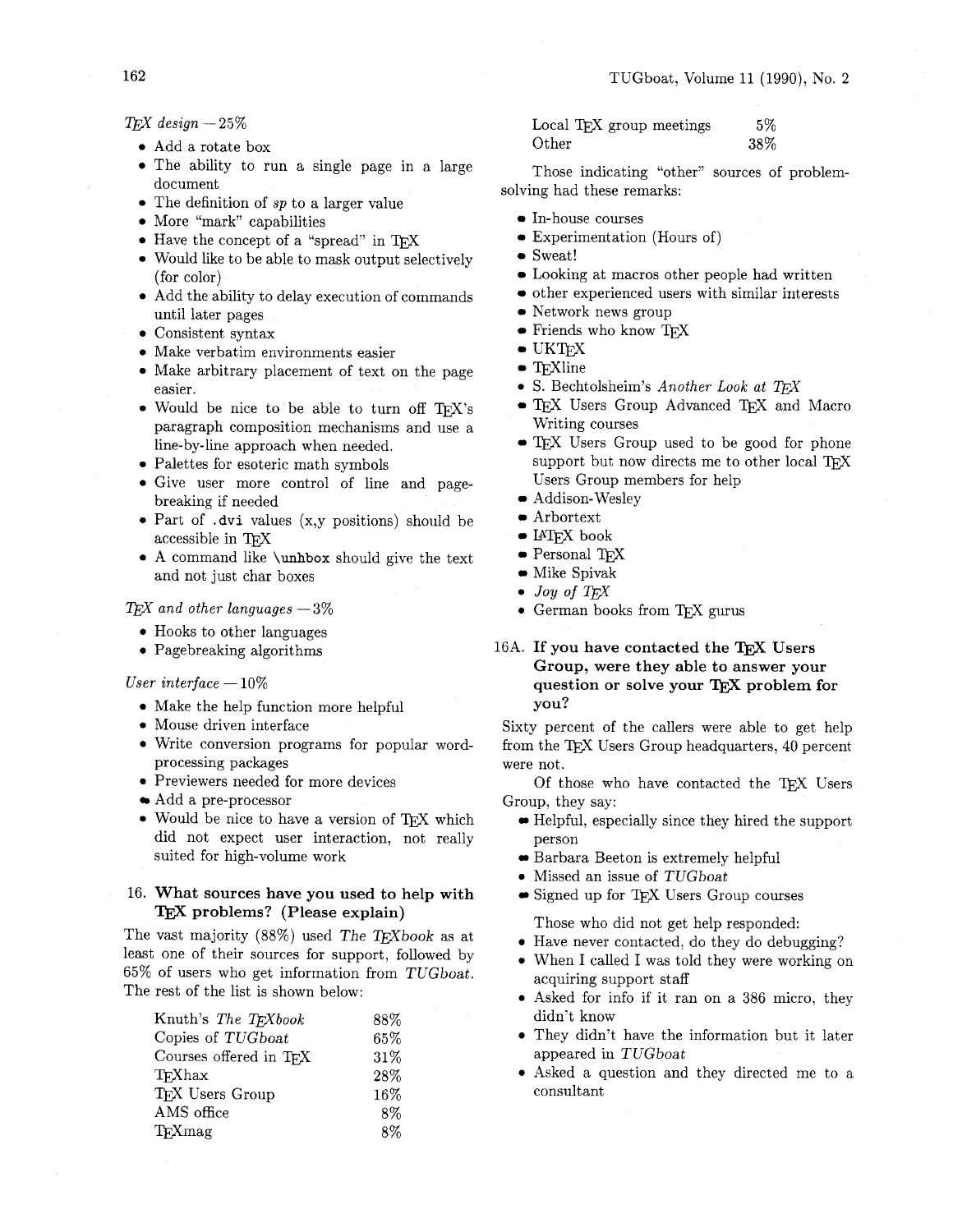*TeX design* — 25%

- Add a rotate box
- The ability to run a single page in a large document
- The definition of *sp* to a larger value
- More "mark" capabilities
- Have the concept of a "spread" in TeX
- Would like to be able to mask output selectively (for color)
- Add the ability to delay execution of commands until later pages
- Consistent syntax
- Make verbatim environments easier
- Make arbitrary placement of text on the page easier.
- Would be nice to be able to turn off TeX's paragraph composition mechanisms and use a line-by-line approach when needed.
- Palettes for esoteric math symbols
- Give user more control of line and page-breaking if needed
- Part of `.dvi` values (x,y positions) should be accessible in TeX
- A command like `\unhbox` should give the text and not just char boxes

*TeX and other languages* — 3%

- Hooks to other languages
- Pagebreaking algorithms

*User interface* — 10%

- Make the help function more helpful
- Mouse driven interface
- Write conversion programs for popular word-processing packages
- Previewers needed for more devices
- Add a pre-processor
- Would be nice to have a version of TeX which did not expect user interaction, not really suited for high-volume work

### 16. What sources have you used to help with TeX problems? (Please explain)

The vast majority (88%) used *The TeXbook* as at least one of their sources for support, followed by 65% of users who get information from *TUGboat*. The rest of the list is shown below:

| | |
|---|---|
| Knuth's *The TeXbook* | 88% |
| Copies of *TUGboat* | 65% |
| Courses offered in TeX | 31% |
| TeXhax | 28% |
| TeX Users Group | 16% |
| AMS office | 8% |
| TeXmag | 8% |
| Local TeX group meetings | 5% |
| Other | 38% |

Those indicating "other" sources of problem-solving had these remarks:

- In-house courses
- Experimentation (Hours of)
- Sweat!
- Looking at macros other people had written
- other experienced users with similar interests
- Network news group
- Friends who know TeX
- UKTeX
- TeXline
- S. Bechtolsheim's *Another Look at TeX*
- TeX Users Group Advanced TeX and Macro Writing courses
- TeX Users Group used to be good for phone support but now directs me to other local TeX Users Group members for help
- Addison-Wesley
- Arbortext
- LaTeX book
- Personal TeX
- Mike Spivak
- *Joy of TeX*
- German books from TeX gurus

### 16A. If you have contacted the TeX Users Group, were they able to answer your question or solve your TeX problem for you?

Sixty percent of the callers were able to get help from the TeX Users Group headquarters, 40 percent were not.

Of those who have contacted the TeX Users Group, they say:

- Helpful, especially since they hired the support person
- Barbara Beeton is extremely helpful
- Missed an issue of *TUGboat*
- Signed up for TeX Users Group courses

Those who did not get help responded:

- Have never contacted, do they do debugging?
- When I called I was told they were working on acquiring support staff
- Asked for info if it ran on a 386 micro, they didn't know
- They didn't have the information but it later appeared in *TUGboat*
- Asked a question and they directed me to a consultant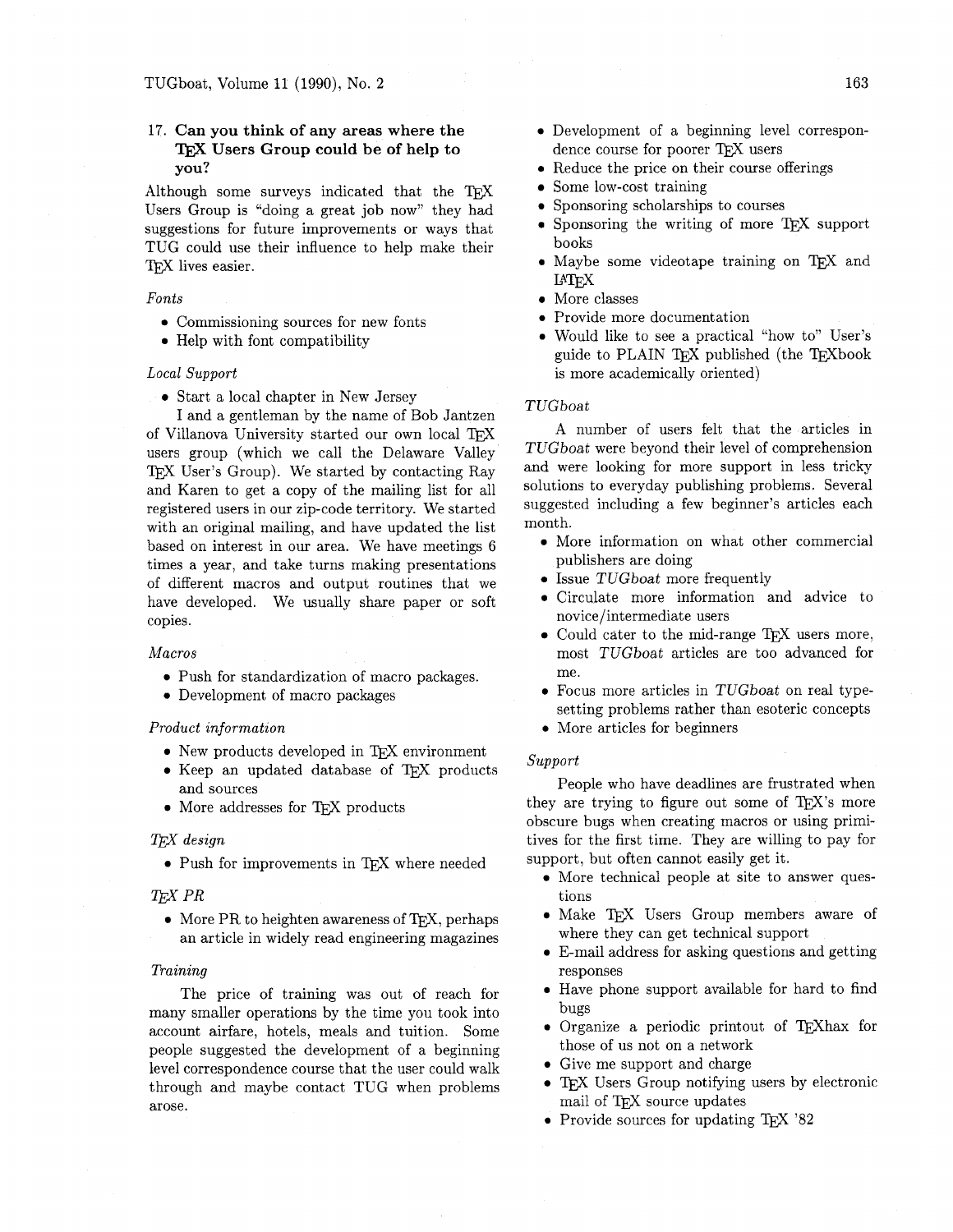### 17. Can you think of any areas where the TeX Users Group could be of help to you?

Although some surveys indicated that the TeX Users Group is "doing a great job now" they had suggestions for future improvements or ways that TUG could use their influence to help make their TeX lives easier.

*Fonts*

- Commissioning sources for new fonts
- Help with font compatibility

*Local Support*

- Start a local chapter in New Jersey

  I and a gentleman by the name of Bob Jantzen of Villanova University started our own local TeX users group (which we call the Delaware Valley TeX User's Group). We started by contacting Ray and Karen to get a copy of the mailing list for all registered users in our zip-code territory. We started with an original mailing, and have updated the list based on interest in our area. We have meetings 6 times a year, and take turns making presentations of different macros and output routines that we have developed. We usually share paper or soft copies.

*Macros*

- Push for standardization of macro packages.
- Development of macro packages

*Product information*

- New products developed in TeX environment
- Keep an updated database of TeX products and sources
- More addresses for TeX products

*TeX design*

- Push for improvements in TeX where needed

*TeX PR*

- More PR to heighten awareness of TeX, perhaps an article in widely read engineering magazines

*Training*

The price of training was out of reach for many smaller operations by the time you took into account airfare, hotels, meals and tuition. Some people suggested the development of a beginning level correspondence course that the user could walk through and maybe contact TUG when problems arose.

- Development of a beginning level correspondence course for poorer TeX users
- Reduce the price on their course offerings
- Some low-cost training
- Sponsoring scholarships to courses
- Sponsoring the writing of more TeX support books
- Maybe some videotape training on TeX and LaTeX
- More classes
- Provide more documentation
- Would like to see a practical "how to" User's guide to PLAIN TeX published (the TeXbook is more academically oriented)

*TUGboat*

A number of users felt that the articles in *TUGboat* were beyond their level of comprehension and were looking for more support in less tricky solutions to everyday publishing problems. Several suggested including a few beginner's articles each month.

- More information on what other commercial publishers are doing
- Issue *TUGboat* more frequently
- Circulate more information and advice to novice/intermediate users
- Could cater to the mid-range TeX users more, most *TUGboat* articles are too advanced for me.
- Focus more articles in *TUGboat* on real typesetting problems rather than esoteric concepts
- More articles for beginners

*Support*

People who have deadlines are frustrated when they are trying to figure out some of TeX's more obscure bugs when creating macros or using primitives for the first time. They are willing to pay for support, but often cannot easily get it.

- More technical people at site to answer questions
- Make TeX Users Group members aware of where they can get technical support
- E-mail address for asking questions and getting responses
- Have phone support available for hard to find bugs
- Organize a periodic printout of TeXhax for those of us not on a network
- Give me support and charge
- TeX Users Group notifying users by electronic mail of TeX source updates
- Provide sources for updating TeX '82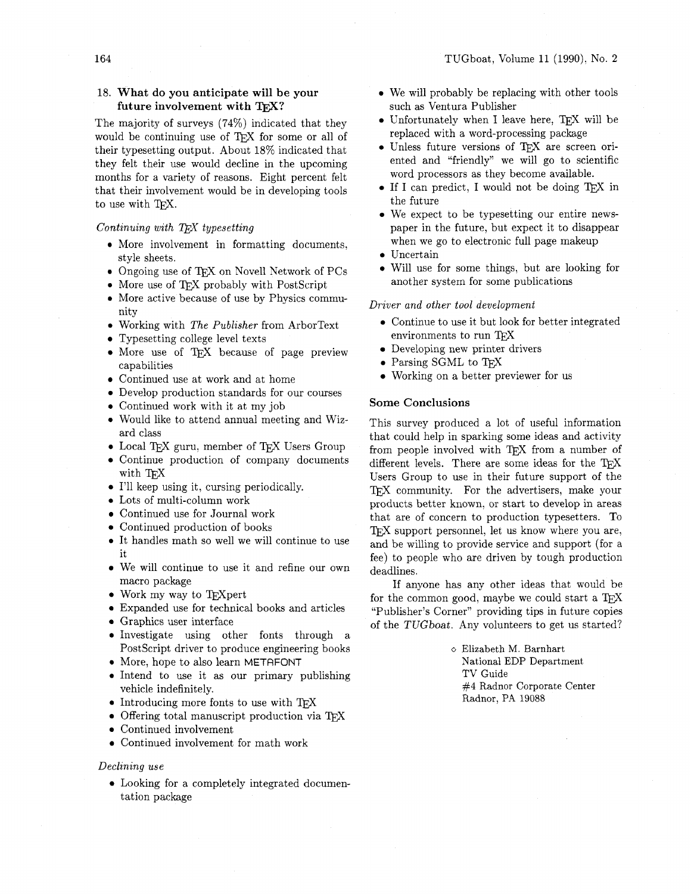### 18. What do you anticipate will be your future involvement with TEX?

The majority of surveys (74%) indicated that they would be continuing use of TEX for some or all of their typesetting output. About 18% indicated that they felt their use would decline in the upcoming months for a variety of reasons. Eight percent felt that their involvement would be in developing tools to use with TEX.

*Continuing with TEX typesetting*

- More involvement in formatting documents, style sheets.
- Ongoing use of TEX on Novell Network of PCs
- More use of TEX probably with PostScript
- More active because of use by Physics community
- Working with *The Publisher* from ArborText
- Typesetting college level texts
- More use of TEX because of page preview capabilities
- Continued use at work and at home
- Develop production standards for our courses
- Continued work with it at my job
- Would like to attend annual meeting and Wizard class
- Local TEX guru, member of TEX Users Group
- Continue production of company documents with TEX
- I'll keep using it, cursing periodically.
- Lots of multi-column work
- Continued use for Journal work
- Continued production of books
- It handles math so well we will continue to use it
- We will continue to use it and refine our own macro package
- Work my way to TEXpert
- Expanded use for technical books and articles
- Graphics user interface
- Investigate using other fonts through a PostScript driver to produce engineering books
- More, hope to also learn METAFONT
- Intend to use it as our primary publishing vehicle indefinitely.
- Introducing more fonts to use with TEX
- Offering total manuscript production via TEX
- Continued involvement
- Continued involvement for math work

*Declining use*

- Looking for a completely integrated documentation package
- We will probably be replacing with other tools such as Ventura Publisher
- Unfortunately when I leave here, TEX will be replaced with a word-processing package
- Unless future versions of TEX are screen oriented and "friendly" we will go to scientific word processors as they become available.
- If I can predict, I would not be doing TEX in the future
- We expect to be typesetting our entire newspaper in the future, but expect it to disappear when we go to electronic full page makeup
- Uncertain
- Will use for some things, but are looking for another system for some publications

*Driver and other tool development*

- Continue to use it but look for better integrated environments to run TEX
- Developing new printer drivers
- Parsing SGML to TEX
- Working on a better previewer for us

## Some Conclusions

This survey produced a lot of useful information that could help in sparking some ideas and activity from people involved with TEX from a number of different levels. There are some ideas for the TEX Users Group to use in their future support of the TEX community. For the advertisers, make your products better known, or start to develop in areas that are of concern to production typesetters. To TEX support personnel, let us know where you are, and be willing to provide service and support (for a fee) to people who are driven by tough production deadlines.

If anyone has any other ideas that would be for the common good, maybe we could start a TEX "Publisher's Corner" providing tips in future copies of the *TUGboat*. Any volunteers to get us started?

◇ Elizabeth M. Barnhart
National EDP Department
TV Guide
#4 Radnor Corporate Center
Radnor, PA 19088